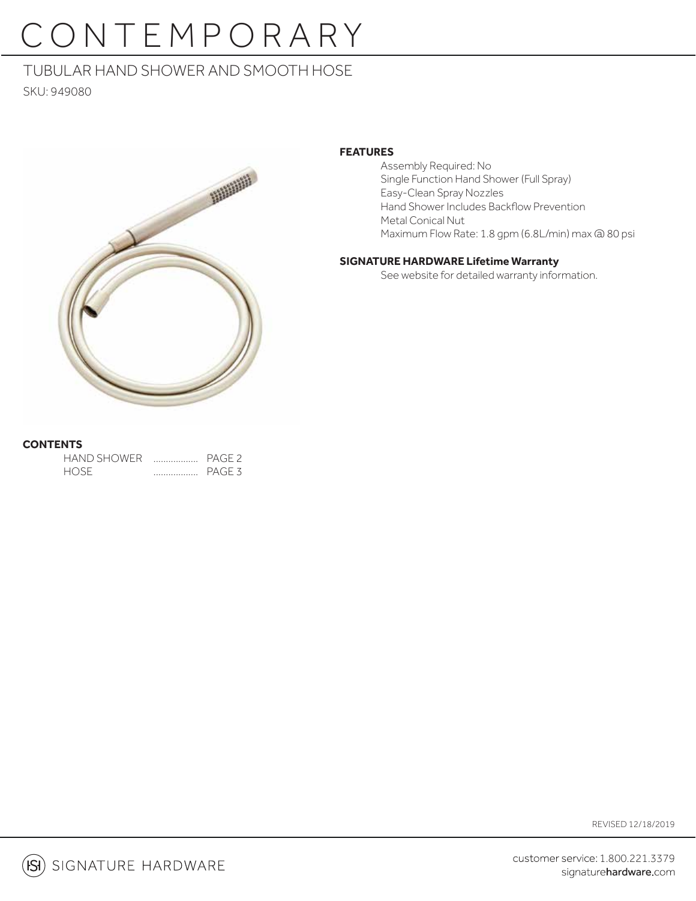# CONTEMPORARY

## TUBULAR HAND SHOWER AND SMOOTH HOSE

SKU: 949080

**FEATURES**

- Assembly Required: No
- Single Function Hand Shower (Full Spray)
- Easy-Clean Spray Nozzles
- Hand Shower Includes Backflow Prevention
- Metal Conical Nut
- Maximum Flow Rate: 1.8 gpm (6.8L/min) max @ 80 psi

**SIGNATURE HARDWARE Lifetime Warranty**

See website for detailed warranty information.

**CONTENTS**

HAND SHOWER .................. PAGE 2
HOSE .................. PAGE 3

REVISED 12/18/2019

SIGNATURE HARDWARE

customer service: 1.800.221.3379
signaturehardware.com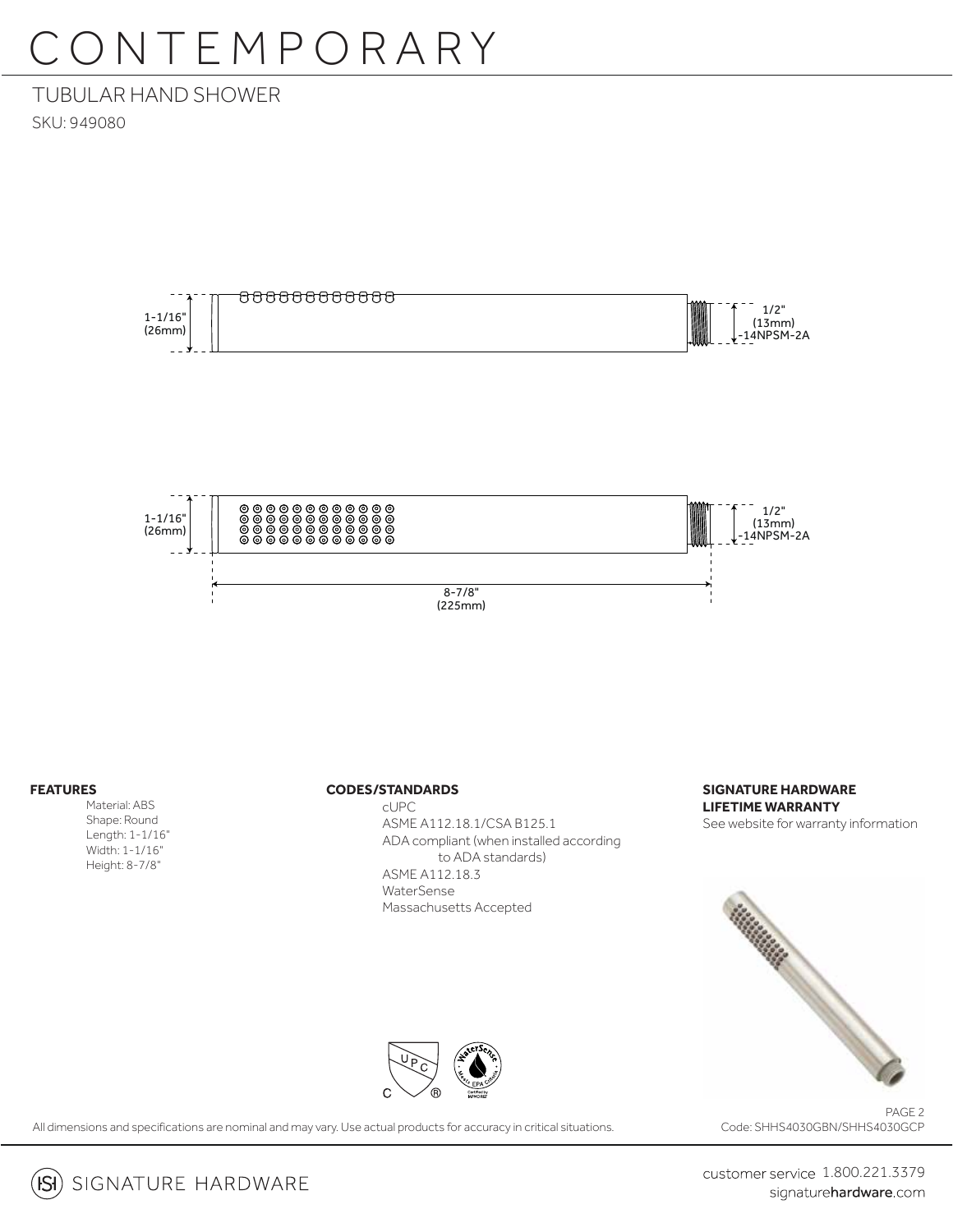# CONTEMPORARY

## TUBULAR HAND SHOWER

SKU: 949080

1-1/16"
(26mm)

1/2"
(13mm)
-14NPSM-2A

1-1/16"
(26mm)

1/2"
(13mm)
-14NPSM-2A

8-7/8"
(225mm)

**FEATURES**

Material: ABS
Shape: Round
Length: 1-1/16"
Width: 1-1/16"
Height: 8-7/8"

**CODES/STANDARDS**

cUPC
ASME A112.18.1/CSA B125.1
ADA compliant (when installed according to ADA standards)
ASME A112.18.3
WaterSense
Massachusetts Accepted

**SIGNATURE HARDWARE LIFETIME WARRANTY**

See website for warranty information

All dimensions and specifications are nominal and may vary. Use actual products for accuracy in critical situations.

Code: SHHS4030GBN/SHHS4030GCP

SIGNATURE HARDWARE

customer service 1.800.221.3379
signaturehardware.com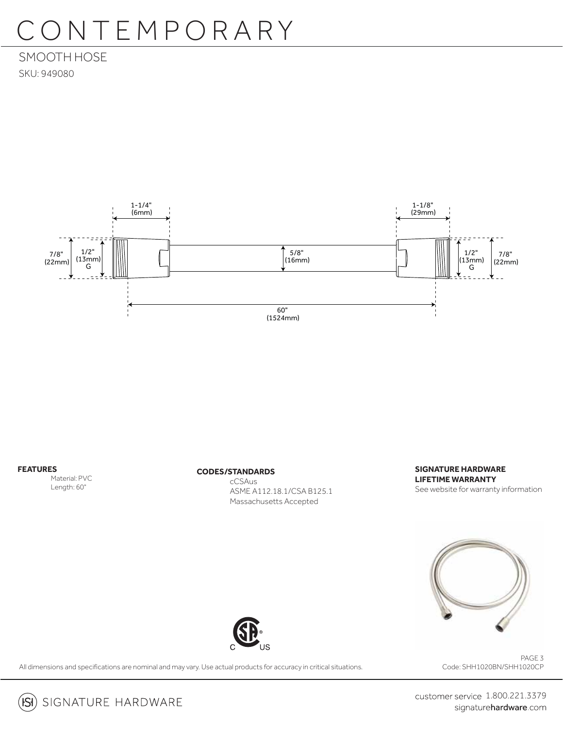# CONTEMPORARY

## SMOOTH HOSE

SKU: 949080

1-1/4"
(6mm)

1-1/8"
(29mm)

7/8"
(22mm)

1/2"
(13mm)
G

5/8"
(16mm)

1/2"
(13mm)
G

7/8"
(22mm)

60"
(1524mm)

**FEATURES**

Material: PVC
Length: 60"

**CODES/STANDARDS**

cCSAus
ASME A112.18.1/CSA B125.1
Massachusetts Accepted

**SIGNATURE HARDWARE LIFETIME WARRANTY**

See website for warranty information

All dimensions and specifications are nominal and may vary. Use actual products for accuracy in critical situations.

Code: SHH1020BN/SHH1020CP

SIGNATURE HARDWARE

customer service 1.800.221.3379
signaturehardware.com